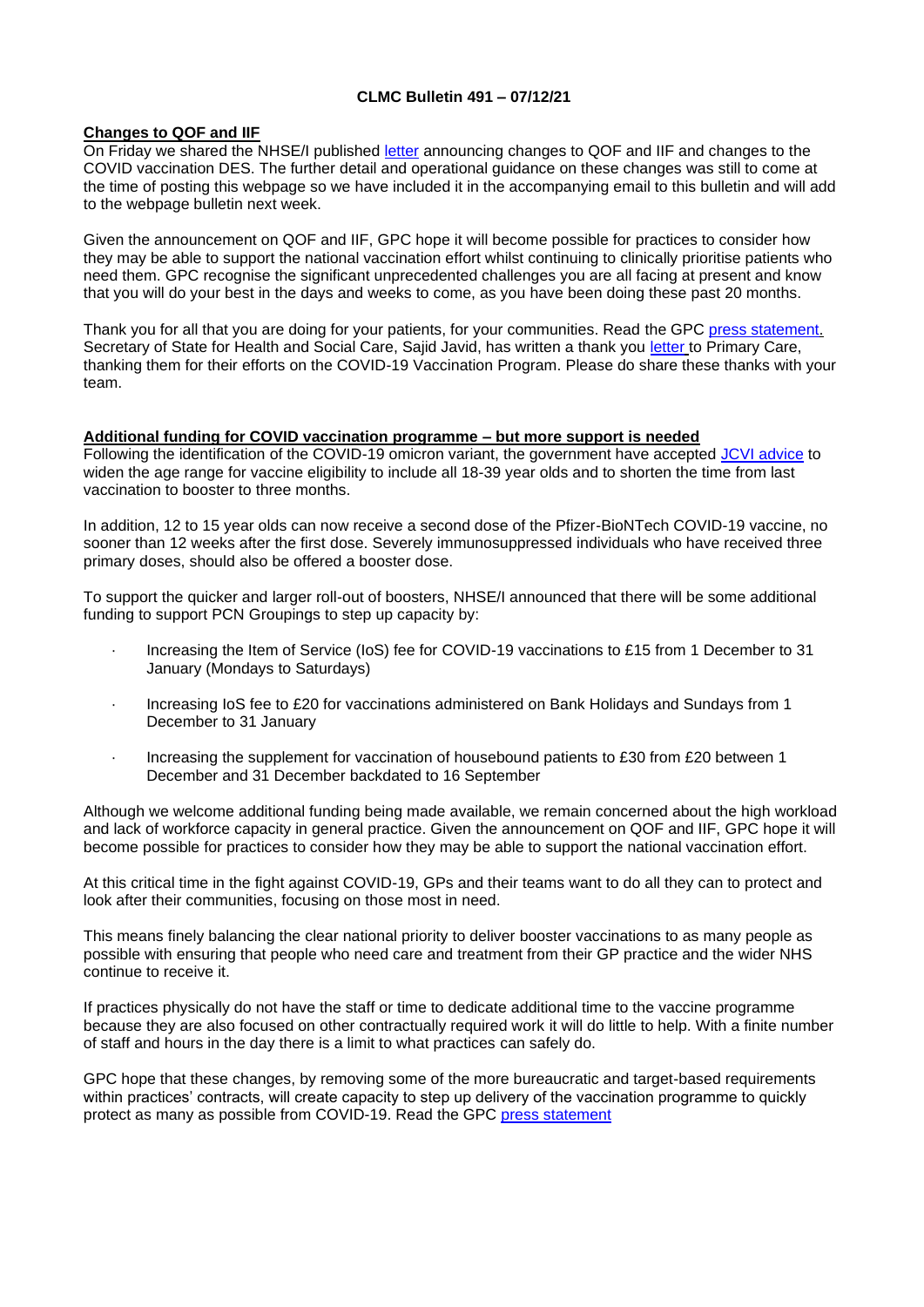**CLMC Bulletin 491 – 07/12/21**

**Changes to QOF and IIF**

On Friday we shared the NHSE/I published letter announcing changes to QOF and IIF and changes to the COVID vaccination DES. The further detail and operational guidance on these changes was still to come at the time of posting this webpage so we have included it in the accompanying email to this bulletin and will add to the webpage bulletin next week.

Given the announcement on QOF and IIF, GPC hope it will become possible for practices to consider how they may be able to support the national vaccination effort whilst continuing to clinically prioritise patients who need them. GPC recognise the significant unprecedented challenges you are all facing at present and know that you will do your best in the days and weeks to come, as you have been doing these past 20 months.

Thank you for all that you are doing for your patients, for your communities. Read the GPC press statement. Secretary of State for Health and Social Care, Sajid Javid, has written a thank you letter to Primary Care, thanking them for their efforts on the COVID-19 Vaccination Program. Please do share these thanks with your team.

**Additional funding for COVID vaccination programme – but more support is needed**

Following the identification of the COVID-19 omicron variant, the government have accepted JCVI advice to widen the age range for vaccine eligibility to include all 18-39 year olds and to shorten the time from last vaccination to booster to three months.

In addition, 12 to 15 year olds can now receive a second dose of the Pfizer-BioNTech COVID-19 vaccine, no sooner than 12 weeks after the first dose. Severely immunosuppressed individuals who have received three primary doses, should also be offered a booster dose.

To support the quicker and larger roll-out of boosters, NHSE/I announced that there will be some additional funding to support PCN Groupings to step up capacity by:

- Increasing the Item of Service (IoS) fee for COVID-19 vaccinations to £15 from 1 December to 31 January (Mondays to Saturdays)
- Increasing IoS fee to £20 for vaccinations administered on Bank Holidays and Sundays from 1 December to 31 January
- Increasing the supplement for vaccination of housebound patients to £30 from £20 between 1 December and 31 December backdated to 16 September

Although we welcome additional funding being made available, we remain concerned about the high workload and lack of workforce capacity in general practice. Given the announcement on QOF and IIF, GPC hope it will become possible for practices to consider how they may be able to support the national vaccination effort.

At this critical time in the fight against COVID-19, GPs and their teams want to do all they can to protect and look after their communities, focusing on those most in need.

This means finely balancing the clear national priority to deliver booster vaccinations to as many people as possible with ensuring that people who need care and treatment from their GP practice and the wider NHS continue to receive it.

If practices physically do not have the staff or time to dedicate additional time to the vaccine programme because they are also focused on other contractually required work it will do little to help. With a finite number of staff and hours in the day there is a limit to what practices can safely do.

GPC hope that these changes, by removing some of the more bureaucratic and target-based requirements within practices' contracts, will create capacity to step up delivery of the vaccination programme to quickly protect as many as possible from COVID-19. Read the GPC press statement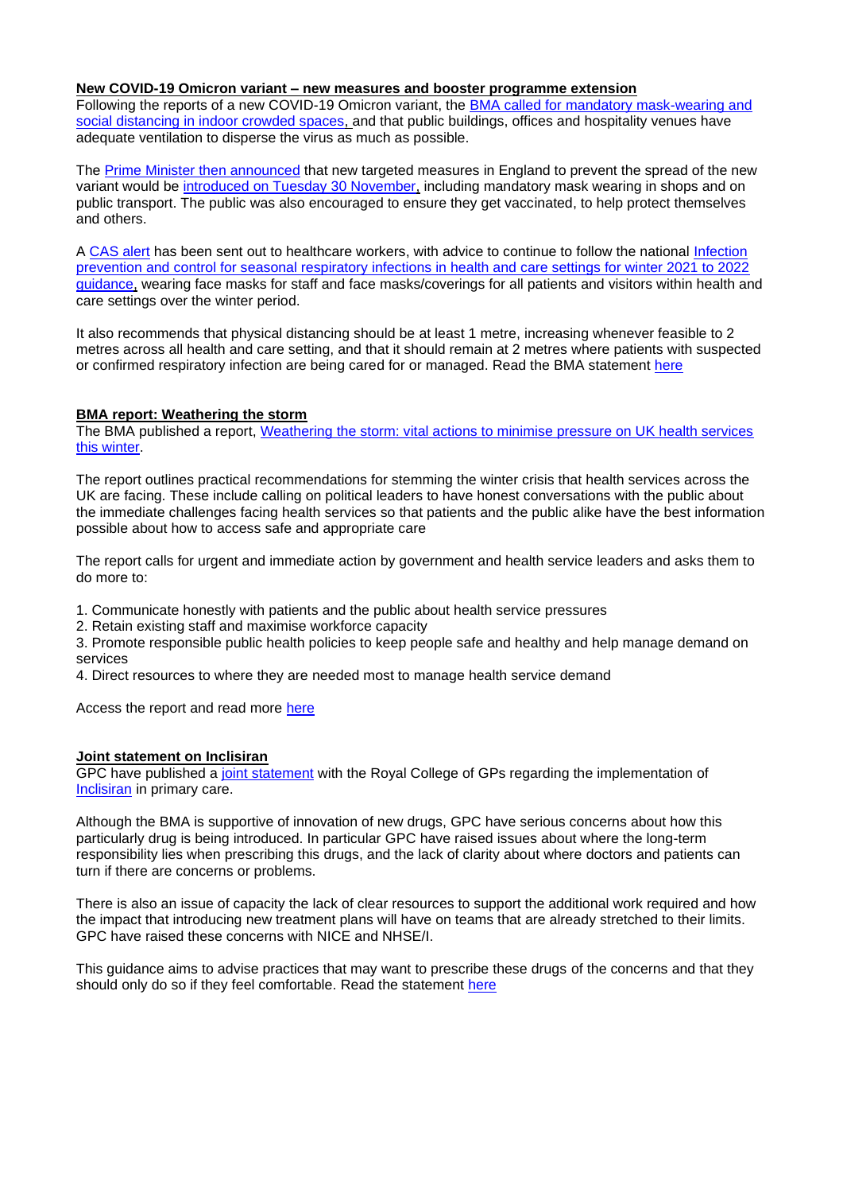### **New COVID-19 Omicron variant – new measures and booster programme extension**

Following the reports of a new COVID-19 Omicron variant, the [BMA called for mandatory mask-wearing and social distancing in indoor crowded spaces,]() and that public buildings, offices and hospitality venues have adequate ventilation to disperse the virus as much as possible.

The [Prime Minister then announced]() that new targeted measures in England to prevent the spread of the new variant would be [introduced on Tuesday 30 November,]() including mandatory mask wearing in shops and on public transport. The public was also encouraged to ensure they get vaccinated, to help protect themselves and others.

A [CAS alert]() has been sent out to healthcare workers, with advice to continue to follow the national [Infection prevention and control for seasonal respiratory infections in health and care settings for winter 2021 to 2022 guidance,]() wearing face masks for staff and face masks/coverings for all patients and visitors within health and care settings over the winter period.

It also recommends that physical distancing should be at least 1 metre, increasing whenever feasible to 2 metres across all health and care setting, and that it should remain at 2 metres where patients with suspected or confirmed respiratory infection are being cared for or managed. Read the BMA statement [here]()

### **BMA report: Weathering the storm**

The BMA published a report, [Weathering the storm: vital actions to minimise pressure on UK health services this winter]().

The report outlines practical recommendations for stemming the winter crisis that health services across the UK are facing. These include calling on political leaders to have honest conversations with the public about the immediate challenges facing health services so that patients and the public alike have the best information possible about how to access safe and appropriate care

The report calls for urgent and immediate action by government and health service leaders and asks them to do more to:

1. Communicate honestly with patients and the public about health service pressures
2. Retain existing staff and maximise workforce capacity
3. Promote responsible public health policies to keep people safe and healthy and help manage demand on services
4. Direct resources to where they are needed most to manage health service demand

Access the report and read more [here]()

### **Joint statement on Inclisiran**

GPC have published a [joint statement]() with the Royal College of GPs regarding the implementation of [Inclisiran]() in primary care.

Although the BMA is supportive of innovation of new drugs, GPC have serious concerns about how this particularly drug is being introduced. In particular GPC have raised issues about where the long-term responsibility lies when prescribing this drugs, and the lack of clarity about where doctors and patients can turn if there are concerns or problems.

There is also an issue of capacity the lack of clear resources to support the additional work required and how the impact that introducing new treatment plans will have on teams that are already stretched to their limits. GPC have raised these concerns with NICE and NHSE/I.

This guidance aims to advise practices that may want to prescribe these drugs of the concerns and that they should only do so if they feel comfortable. Read the statement [here]()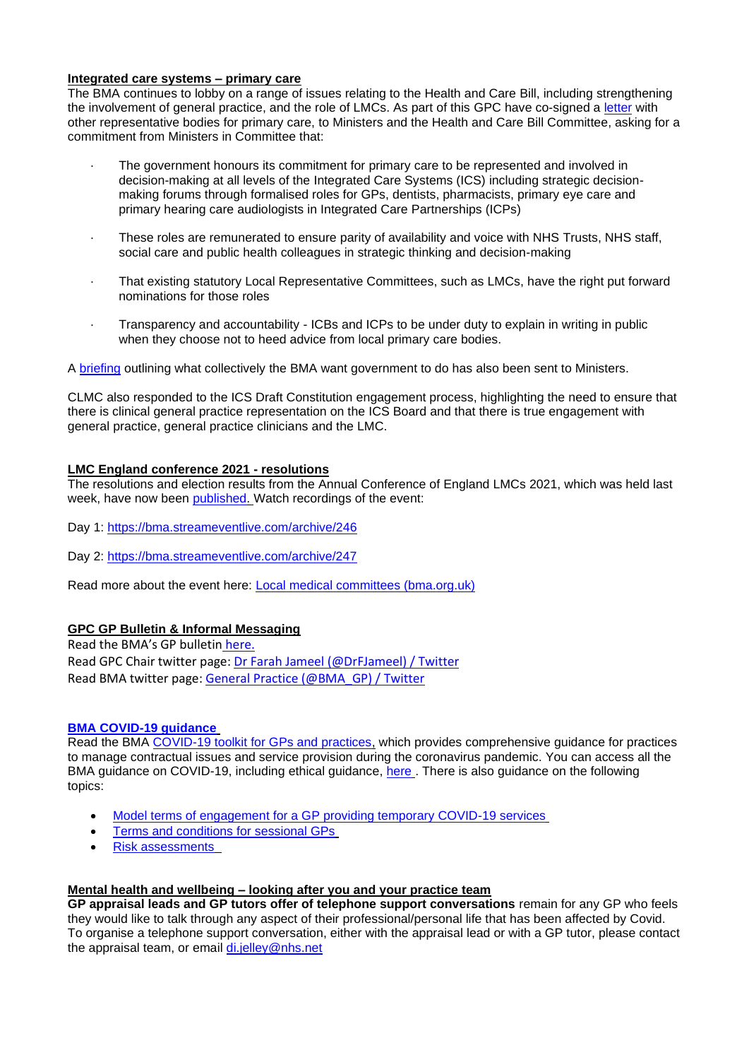## Integrated care systems – primary care

The BMA continues to lobby on a range of issues relating to the Health and Care Bill, including strengthening the involvement of general practice, and the role of LMCs. As part of this GPC have co-signed a letter with other representative bodies for primary care, to Ministers and the Health and Care Bill Committee, asking for a commitment from Ministers in Committee that:

- The government honours its commitment for primary care to be represented and involved in decision-making at all levels of the Integrated Care Systems (ICS) including strategic decision-making forums through formalised roles for GPs, dentists, pharmacists, primary eye care and primary hearing care audiologists in Integrated Care Partnerships (ICPs)
- These roles are remunerated to ensure parity of availability and voice with NHS Trusts, NHS staff, social care and public health colleagues in strategic thinking and decision-making
- That existing statutory Local Representative Committees, such as LMCs, have the right put forward nominations for those roles
- Transparency and accountability - ICBs and ICPs to be under duty to explain in writing in public when they choose not to heed advice from local primary care bodies.

A briefing outlining what collectively the BMA want government to do has also been sent to Ministers.

CLMC also responded to the ICS Draft Constitution engagement process, highlighting the need to ensure that there is clinical general practice representation on the ICS Board and that there is true engagement with general practice, general practice clinicians and the LMC.

## LMC England conference 2021 - resolutions

The resolutions and election results from the Annual Conference of England LMCs 2021, which was held last week, have now been published. Watch recordings of the event:

Day 1: https://bma.streameventlive.com/archive/246

Day 2: https://bma.streameventlive.com/archive/247

Read more about the event here: Local medical committees (bma.org.uk)

## GPC GP Bulletin & Informal Messaging

Read the BMA's GP bulletin here.
Read GPC Chair twitter page: Dr Farah Jameel (@DrFJameel) / Twitter
Read BMA twitter page: General Practice (@BMA_GP) / Twitter

## BMA COVID-19 guidance

Read the BMA COVID-19 toolkit for GPs and practices, which provides comprehensive guidance for practices to manage contractual issues and service provision during the coronavirus pandemic. You can access all the BMA guidance on COVID-19, including ethical guidance, here . There is also guidance on the following topics:

- Model terms of engagement for a GP providing temporary COVID-19 services
- Terms and conditions for sessional GPs
- Risk assessments

## Mental health and wellbeing – looking after you and your practice team

**GP appraisal leads and GP tutors offer of telephone support conversations** remain for any GP who feels they would like to talk through any aspect of their professional/personal life that has been affected by Covid. To organise a telephone support conversation, either with the appraisal lead or with a GP tutor, please contact the appraisal team, or email di.jelley@nhs.net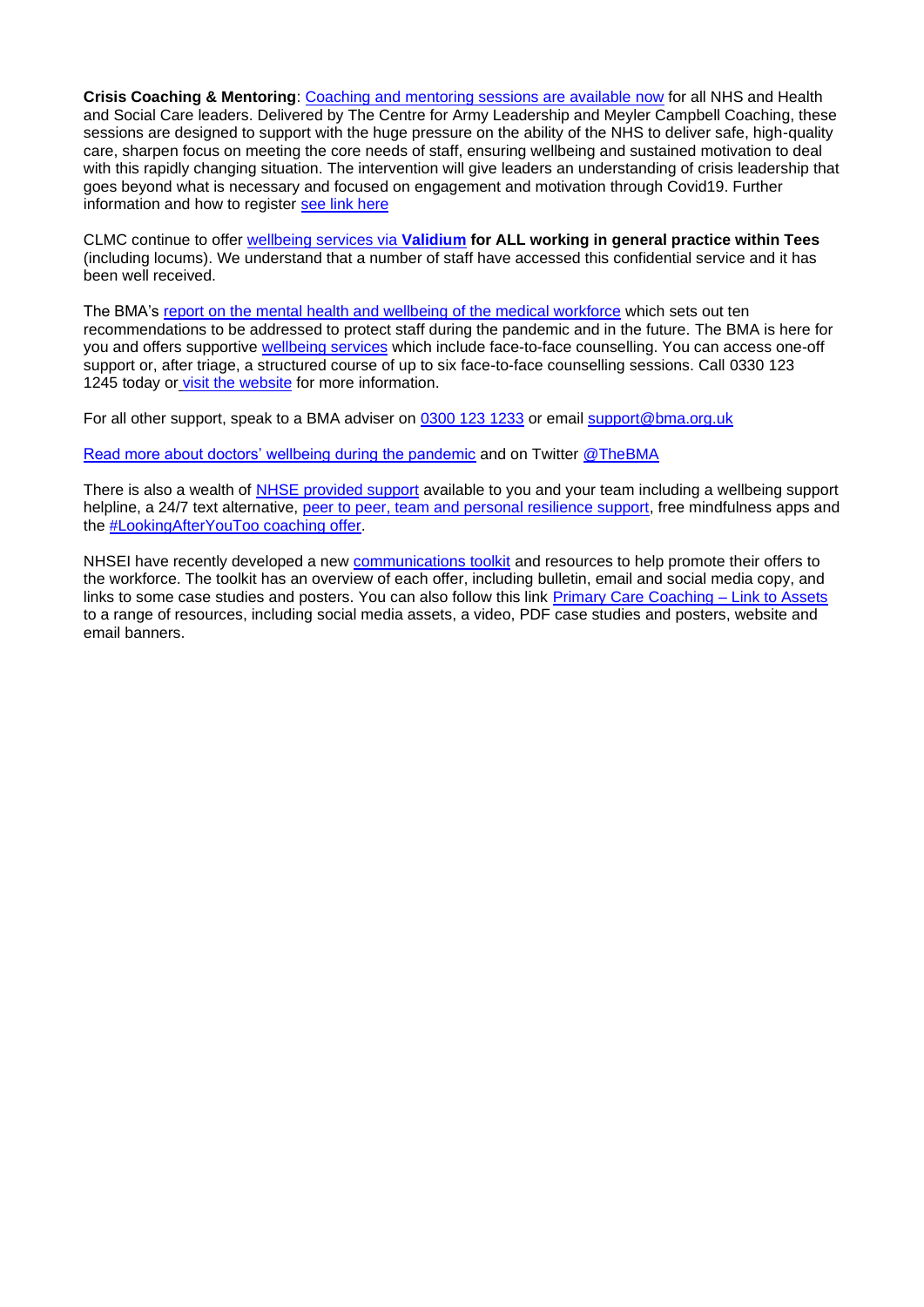**Crisis Coaching & Mentoring**: Coaching and mentoring sessions are available now for all NHS and Health and Social Care leaders. Delivered by The Centre for Army Leadership and Meyler Campbell Coaching, these sessions are designed to support with the huge pressure on the ability of the NHS to deliver safe, high-quality care, sharpen focus on meeting the core needs of staff, ensuring wellbeing and sustained motivation to deal with this rapidly changing situation. The intervention will give leaders an understanding of crisis leadership that goes beyond what is necessary and focused on engagement and motivation through Covid19. Further information and how to register see link here

CLMC continue to offer wellbeing services via **Validium** **for ALL working in general practice within Tees** (including locums). We understand that a number of staff have accessed this confidential service and it has been well received.

The BMA's report on the mental health and wellbeing of the medical workforce which sets out ten recommendations to be addressed to protect staff during the pandemic and in the future. The BMA is here for you and offers supportive wellbeing services which include face-to-face counselling. You can access one-off support or, after triage, a structured course of up to six face-to-face counselling sessions. Call 0330 123 1245 today or visit the website for more information.

For all other support, speak to a BMA adviser on 0300 123 1233 or email support@bma.org.uk

Read more about doctors' wellbeing during the pandemic and on Twitter @TheBMA

There is also a wealth of NHSE provided support available to you and your team including a wellbeing support helpline, a 24/7 text alternative, peer to peer, team and personal resilience support, free mindfulness apps and the #LookingAfterYouToo coaching offer.

NHSEI have recently developed a new communications toolkit and resources to help promote their offers to the workforce. The toolkit has an overview of each offer, including bulletin, email and social media copy, and links to some case studies and posters. You can also follow this link Primary Care Coaching – Link to Assets to a range of resources, including social media assets, a video, PDF case studies and posters, website and email banners.